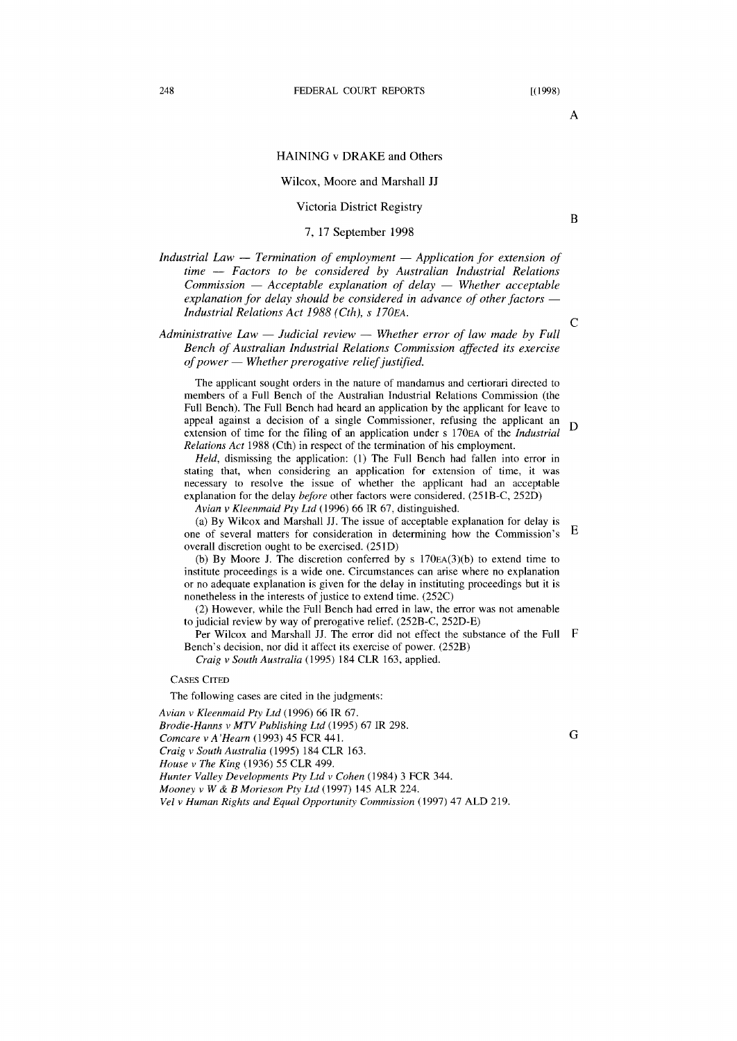# HAINING v DRAKE and Others

Wilcox, Moore and Marshall JJ

Victoria District Registry

7, 17 September 1998

*Industrial Law — Termination of employment — Application for extension of time — Factors to be considered by Australian Industrial Relations Commission — Acceptable explanation of delay — Whether acceptable explanation for delay should be considered in advance of other factors — Industrial Relations Act 1988 (Cth), s 170EA.*

*Administrative Law — Judicial review — Whether error of law made by Full Bench of Australian Industrial Relations Commission affected its exercise of power — Whether prerogative relief justified.*

The applicant sought orders in the nature of mandamus and certiorari directed to members of a Full Bench of the Australian Industrial Relations Commission (the Full Bench). The Full Bench had heard an application by the applicant for leave to appeal against a decision of a single Commissioner, refusing the applicant an extension of time for the filing of an application under s 170EA of the *Industrial Relations Act* 1988 (Cth) in respect of the termination of his employment.

*Held*, dismissing the application: (1) The Full Bench had fallen into error in stating that, when considering an application for extension of time, it was necessary to resolve the issue of whether the applicant had an acceptable explanation for the delay *before* other factors were considered. (251B-C, 252D)

*Avian v Kleenmaid Pty Ltd* (1996) 66 IR 67, distinguished.

(a) By Wilcox and Marshall JJ. The issue of acceptable explanation for delay is one of several matters for consideration in determining how the Commission's overall discretion ought to be exercised. (251D)

(b) By Moore J. The discretion conferred by s 170EA(3)(b) to extend time to institute proceedings is a wide one. Circumstances can arise where no explanation or no adequate explanation is given for the delay in instituting proceedings but it is nonetheless in the interests of justice to extend time. (252C)

(2) However, while the Full Bench had erred in law, the error was not amenable to judicial review by way of prerogative relief. (252B-C, 252D-E)

Per Wilcox and Marshall JJ. The error did not effect the substance of the Full Bench's decision, nor did it affect its exercise of power. (252B)

*Craig v South Australia* (1995) 184 CLR 163, applied.

CASES CITED

The following cases are cited in the judgments:

*Avian v Kleenmaid Pty Ltd* (1996) 66 IR 67.
*Brodie-Hanns v MTV Publishing Ltd* (1995) 67 IR 298.
*Comcare v A'Hearn* (1993) 45 FCR 441.
*Craig v South Australia* (1995) 184 CLR 163.
*House v The King* (1936) 55 CLR 499.
*Hunter Valley Developments Pty Ltd v Cohen* (1984) 3 FCR 344.
*Mooney v W & B Morieson Pty Ltd* (1997) 145 ALR 224.
*Vel v Human Rights and Equal Opportunity Commission* (1997) 47 ALD 219.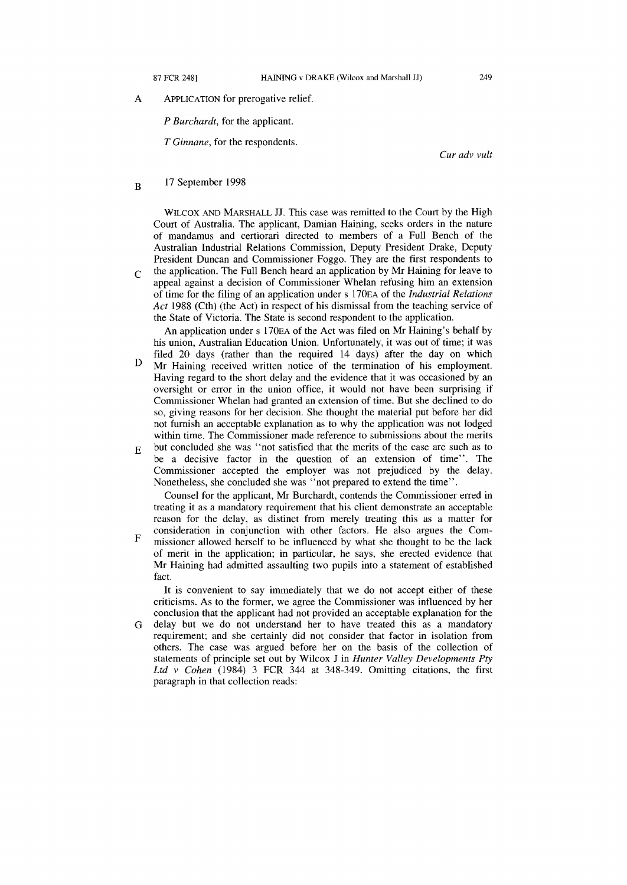APPLICATION for prerogative relief.

*P Burchardt*, for the applicant.

*T Ginnane*, for the respondents.

*Cur adv vult*

17 September 1998

WILCOX AND MARSHALL JJ. This case was remitted to the Court by the High Court of Australia. The applicant, Damian Haining, seeks orders in the nature of mandamus and certiorari directed to members of a Full Bench of the Australian Industrial Relations Commission, Deputy President Drake, Deputy President Duncan and Commissioner Foggo. They are the first respondents to the application. The Full Bench heard an application by Mr Haining for leave to appeal against a decision of Commissioner Whelan refusing him an extension of time for the filing of an application under s 170EA of the *Industrial Relations Act* 1988 (Cth) (the Act) in respect of his dismissal from the teaching service of the State of Victoria. The State is second respondent to the application.

An application under s 170EA of the Act was filed on Mr Haining's behalf by his union, Australian Education Union. Unfortunately, it was out of time; it was filed 20 days (rather than the required 14 days) after the day on which Mr Haining received written notice of the termination of his employment. Having regard to the short delay and the evidence that it was occasioned by an oversight or error in the union office, it would not have been surprising if Commissioner Whelan had granted an extension of time. But she declined to do so, giving reasons for her decision. She thought the material put before her did not furnish an acceptable explanation as to why the application was not lodged within time. The Commissioner made reference to submissions about the merits but concluded she was "not satisfied that the merits of the case are such as to be a decisive factor in the question of an extension of time". The Commissioner accepted the employer was not prejudiced by the delay. Nonetheless, she concluded she was "not prepared to extend the time".

Counsel for the applicant, Mr Burchardt, contends the Commissioner erred in treating it as a mandatory requirement that his client demonstrate an acceptable reason for the delay, as distinct from merely treating this as a matter for consideration in conjunction with other factors. He also argues the Commissioner allowed herself to be influenced by what she thought to be the lack of merit in the application; in particular, he says, she erected evidence that Mr Haining had admitted assaulting two pupils into a statement of established fact.

It is convenient to say immediately that we do not accept either of these criticisms. As to the former, we agree the Commissioner was influenced by her conclusion that the applicant had not provided an acceptable explanation for the delay but we do not understand her to have treated this as a mandatory requirement; and she certainly did not consider that factor in isolation from others. The case was argued before her on the basis of the collection of statements of principle set out by Wilcox J in *Hunter Valley Developments Pty Ltd v Cohen* (1984) 3 FCR 344 at 348-349. Omitting citations, the first paragraph in that collection reads: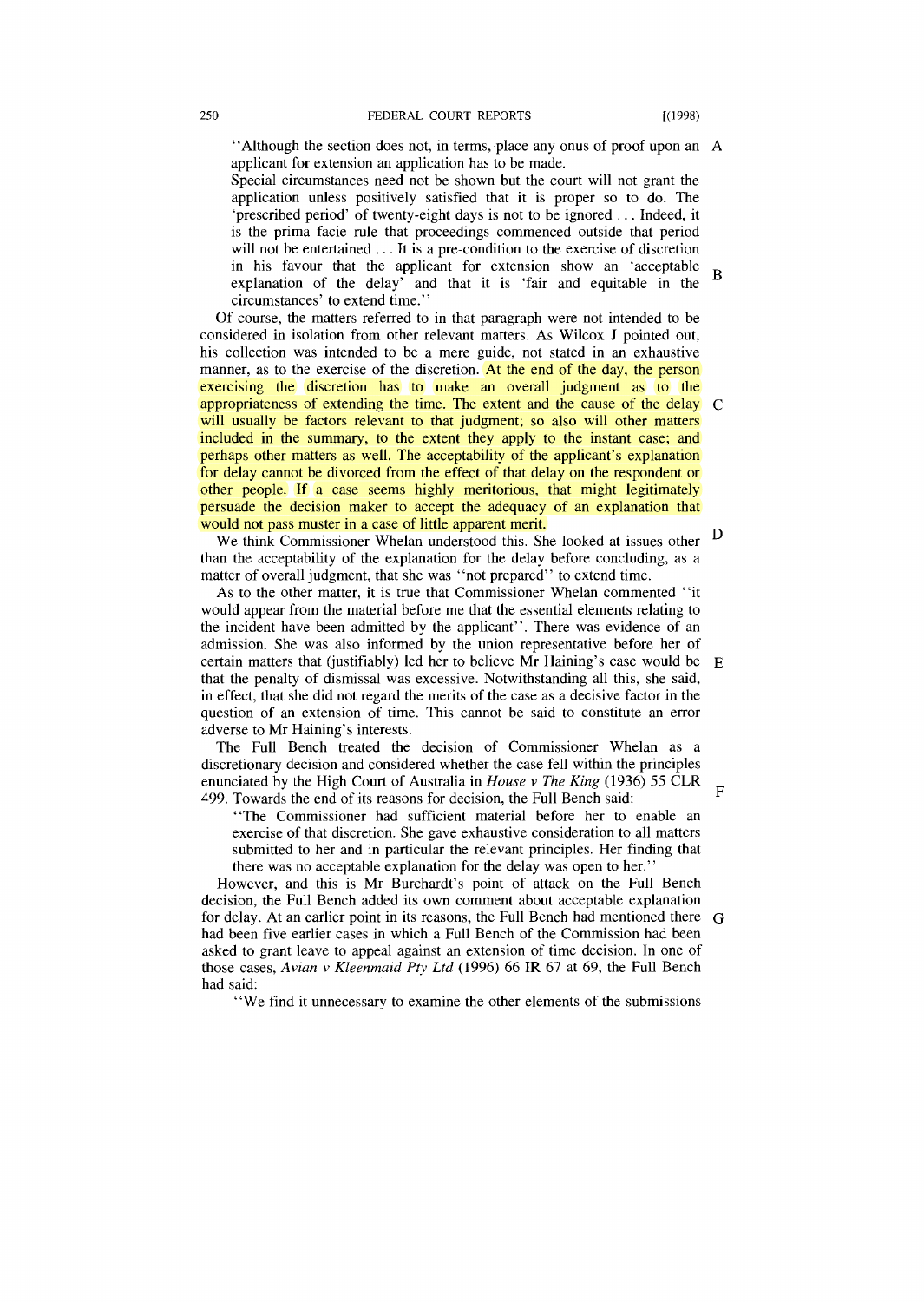> "Although the section does not, in terms, place any onus of proof upon an applicant for extension an application has to be made.
>
> Special circumstances need not be shown but the court will not grant the application unless positively satisfied that it is proper so to do. The 'prescribed period' of twenty-eight days is not to be ignored ... Indeed, it is the prima facie rule that proceedings commenced outside that period will not be entertained ... It is a pre-condition to the exercise of discretion in his favour that the applicant for extension show an 'acceptable explanation of the delay' and that it is 'fair and equitable in the circumstances' to extend time."

Of course, the matters referred to in that paragraph were not intended to be considered in isolation from other relevant matters. As Wilcox J pointed out, his collection was intended to be a mere guide, not stated in an exhaustive manner, as to the exercise of the discretion. At the end of the day, the person exercising the discretion has to make an overall judgment as to the appropriateness of extending the time. The extent and the cause of the delay will usually be factors relevant to that judgment; so also will other matters included in the summary, to the extent they apply to the instant case; and perhaps other matters as well. The acceptability of the applicant's explanation for delay cannot be divorced from the effect of that delay on the respondent or other people. If a case seems highly meritorious, that might legitimately persuade the decision maker to accept the adequacy of an explanation that would not pass muster in a case of little apparent merit.

We think Commissioner Whelan understood this. She looked at issues other than the acceptability of the explanation for the delay before concluding, as a matter of overall judgment, that she was "not prepared" to extend time.

As to the other matter, it is true that Commissioner Whelan commented "it would appear from the material before me that the essential elements relating to the incident have been admitted by the applicant". There was evidence of an admission. She was also informed by the union representative before her of certain matters that (justifiably) led her to believe Mr Haining's case would be that the penalty of dismissal was excessive. Notwithstanding all this, she said, in effect, that she did not regard the merits of the case as a decisive factor in the question of an extension of time. This cannot be said to constitute an error adverse to Mr Haining's interests.

The Full Bench treated the decision of Commissioner Whelan as a discretionary decision and considered whether the case fell within the principles enunciated by the High Court of Australia in *House v The King* (1936) 55 CLR 499. Towards the end of its reasons for decision, the Full Bench said:

> "The Commissioner had sufficient material before her to enable an exercise of that discretion. She gave exhaustive consideration to all matters submitted to her and in particular the relevant principles. Her finding that there was no acceptable explanation for the delay was open to her."

However, and this is Mr Burchardt's point of attack on the Full Bench decision, the Full Bench added its own comment about acceptable explanation for delay. At an earlier point in its reasons, the Full Bench had mentioned there had been five earlier cases in which a Full Bench of the Commission had been asked to grant leave to appeal against an extension of time decision. In one of those cases, *Avian v Kleenmaid Pty Ltd* (1996) 66 IR 67 at 69, the Full Bench had said:

> "We find it unnecessary to examine the other elements of the submissions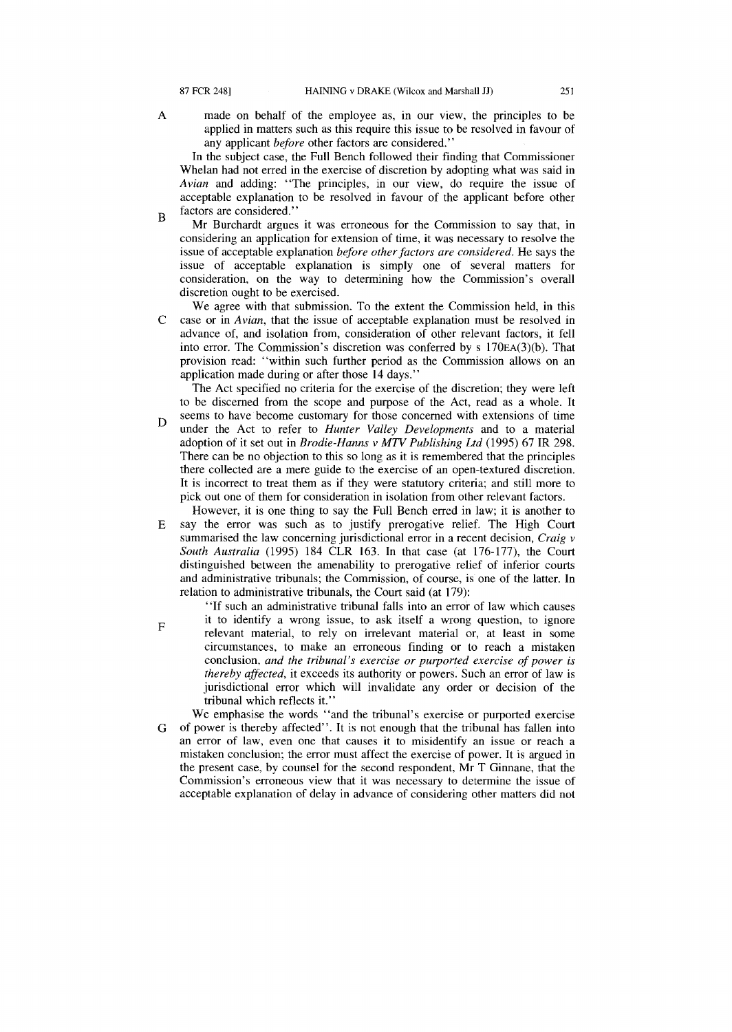made on behalf of the employee as, in our view, the principles to be applied in matters such as this require this issue to be resolved in favour of any applicant *before* other factors are considered."

In the subject case, the Full Bench followed their finding that Commissioner Whelan had not erred in the exercise of discretion by adopting what was said in *Avian* and adding: "The principles, in our view, do require the issue of acceptable explanation to be resolved in favour of the applicant before other factors are considered."

Mr Burchardt argues it was erroneous for the Commission to say that, in considering an application for extension of time, it was necessary to resolve the issue of acceptable explanation *before other factors are considered*. He says the issue of acceptable explanation is simply one of several matters for consideration, on the way to determining how the Commission's overall discretion ought to be exercised.

We agree with that submission. To the extent the Commission held, in this case or in *Avian*, that the issue of acceptable explanation must be resolved in advance of, and isolation from, consideration of other relevant factors, it fell into error. The Commission's discretion was conferred by s 170EA(3)(b). That provision read: "within such further period as the Commission allows on an application made during or after those 14 days."

The Act specified no criteria for the exercise of the discretion; they were left to be discerned from the scope and purpose of the Act, read as a whole. It seems to have become customary for those concerned with extensions of time under the Act to refer to *Hunter Valley Developments* and to a material adoption of it set out in *Brodie-Hanns v MTV Publishing Ltd* (1995) 67 IR 298. There can be no objection to this so long as it is remembered that the principles there collected are a mere guide to the exercise of an open-textured discretion. It is incorrect to treat them as if they were statutory criteria; and still more to pick out one of them for consideration in isolation from other relevant factors.

However, it is one thing to say the Full Bench erred in law; it is another to say the error was such as to justify prerogative relief. The High Court summarised the law concerning jurisdictional error in a recent decision, *Craig v South Australia* (1995) 184 CLR 163. In that case (at 176-177), the Court distinguished between the amenability to prerogative relief of inferior courts and administrative tribunals; the Commission, of course, is one of the latter. In relation to administrative tribunals, the Court said (at 179):

> "If such an administrative tribunal falls into an error of law which causes it to identify a wrong issue, to ask itself a wrong question, to ignore relevant material, to rely on irrelevant material or, at least in some circumstances, to make an erroneous finding or to reach a mistaken conclusion, *and the tribunal's exercise or purported exercise of power is thereby affected*, it exceeds its authority or powers. Such an error of law is jurisdictional error which will invalidate any order or decision of the tribunal which reflects it."

We emphasise the words "and the tribunal's exercise or purported exercise of power is thereby affected". It is not enough that the tribunal has fallen into an error of law, even one that causes it to misidentify an issue or reach a mistaken conclusion; the error must affect the exercise of power. It is argued in the present case, by counsel for the second respondent, Mr T Ginnane, that the Commission's erroneous view that it was necessary to determine the issue of acceptable explanation of delay in advance of considering other matters did not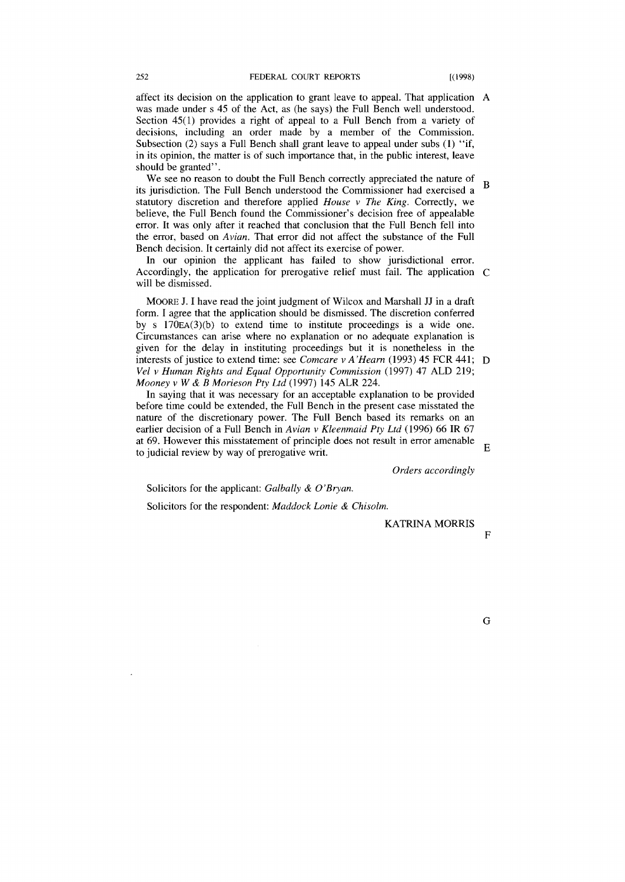affect its decision on the application to grant leave to appeal. That application was made under s 45 of the Act, as (he says) the Full Bench well understood. Section 45(1) provides a right of appeal to a Full Bench from a variety of decisions, including an order made by a member of the Commission. Subsection (2) says a Full Bench shall grant leave to appeal under subs (1) "if, in its opinion, the matter is of such importance that, in the public interest, leave should be granted".

We see no reason to doubt the Full Bench correctly appreciated the nature of its jurisdiction. The Full Bench understood the Commissioner had exercised a statutory discretion and therefore applied *House v The King*. Correctly, we believe, the Full Bench found the Commissioner's decision free of appealable error. It was only after it reached that conclusion that the Full Bench fell into the error, based on *Avian*. That error did not affect the substance of the Full Bench decision. It certainly did not affect its exercise of power.

In our opinion the applicant has failed to show jurisdictional error. Accordingly, the application for prerogative relief must fail. The application will be dismissed.

MOORE J. I have read the joint judgment of Wilcox and Marshall JJ in a draft form. I agree that the application should be dismissed. The discretion conferred by s 170EA(3)(b) to extend time to institute proceedings is a wide one. Circumstances can arise where no explanation or no adequate explanation is given for the delay in instituting proceedings but it is nonetheless in the interests of justice to extend time: see *Comcare v A'Hearn* (1993) 45 FCR 441; *Vel v Human Rights and Equal Opportunity Commission* (1997) 47 ALD 219; *Mooney v W & B Morieson Pty Ltd* (1997) 145 ALR 224.

In saying that it was necessary for an acceptable explanation to be provided before time could be extended, the Full Bench in the present case misstated the nature of the discretionary power. The Full Bench based its remarks on an earlier decision of a Full Bench in *Avian v Kleenmaid Pty Ltd* (1996) 66 IR 67 at 69. However this misstatement of principle does not result in error amenable to judicial review by way of prerogative writ.

*Orders accordingly*

Solicitors for the applicant: *Galbally & O'Bryan.*

Solicitors for the respondent: *Maddock Lonie & Chisolm.*

KATRINA MORRIS